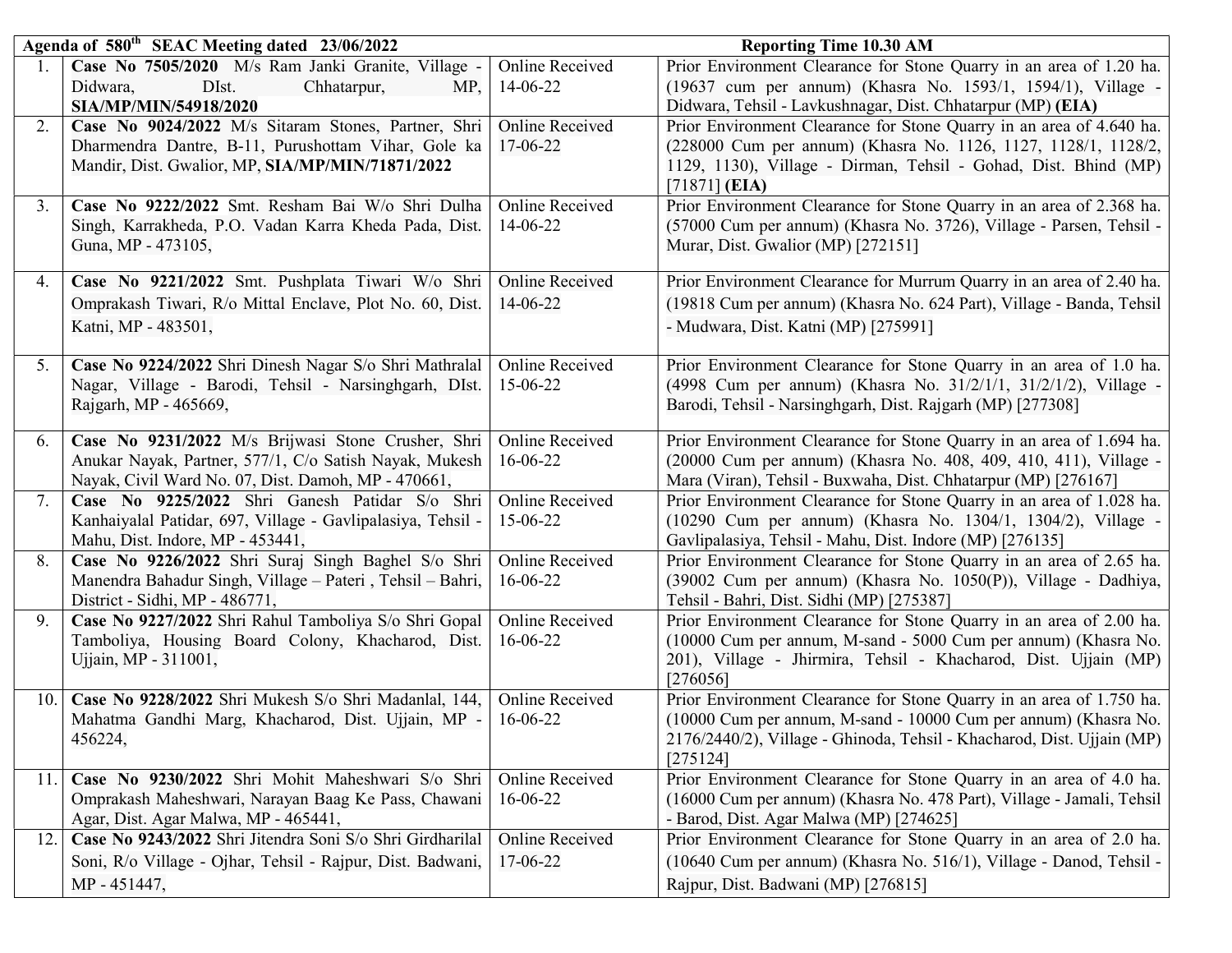| Agenda of 580th SEAC Meeting dated 23/06/2022 | | | Reporting Time 10.30 AM |
|---|---|---|---|
| 1. | **Case No 7505/2020** M/s Ram Janki Granite, Village - Didwara, DIst. Chhatarpur, MP, **SIA/MP/MIN/54918/2020** | Online Received 14-06-22 | Prior Environment Clearance for Stone Quarry in an area of 1.20 ha. (19637 cum per annum) (Khasra No. 1593/1, 1594/1), Village - Didwara, Tehsil - Lavkushnagar, Dist. Chhatarpur (MP) **(EIA)** |
| 2. | **Case No 9024/2022** M/s Sitaram Stones, Partner, Shri Dharmendra Dantre, B-11, Purushottam Vihar, Gole ka Mandir, Dist. Gwalior, MP, **SIA/MP/MIN/71871/2022** | Online Received 17-06-22 | Prior Environment Clearance for Stone Quarry in an area of 4.640 ha. (228000 Cum per annum) (Khasra No. 1126, 1127, 1128/1, 1128/2, 1129, 1130), Village - Dirman, Tehsil - Gohad, Dist. Bhind (MP) [71871] **(EIA)** |
| 3. | **Case No 9222/2022** Smt. Resham Bai W/o Shri Dulha Singh, Karrakheda, P.O. Vadan Karra Kheda Pada, Dist. Guna, MP - 473105, | Online Received 14-06-22 | Prior Environment Clearance for Stone Quarry in an area of 2.368 ha. (57000 Cum per annum) (Khasra No. 3726), Village - Parsen, Tehsil - Murar, Dist. Gwalior (MP) [272151] |
| 4. | **Case No 9221/2022** Smt. Pushplata Tiwari W/o Shri Omprakash Tiwari, R/o Mittal Enclave, Plot No. 60, Dist. Katni, MP - 483501, | Online Received 14-06-22 | Prior Environment Clearance for Murrum Quarry in an area of 2.40 ha. (19818 Cum per annum) (Khasra No. 624 Part), Village - Banda, Tehsil - Mudwara, Dist. Katni (MP) [275991] |
| 5. | **Case No 9224/2022** Shri Dinesh Nagar S/o Shri Mathralal Nagar, Village - Barodi, Tehsil - Narsinghgarh, DIst. Rajgarh, MP - 465669, | Online Received 15-06-22 | Prior Environment Clearance for Stone Quarry in an area of 1.0 ha. (4998 Cum per annum) (Khasra No. 31/2/1/1, 31/2/1/2), Village - Barodi, Tehsil - Narsinghgarh, Dist. Rajgarh (MP) [277308] |
| 6. | **Case No 9231/2022** M/s Brijwasi Stone Crusher, Shri Anukar Nayak, Partner, 577/1, C/o Satish Nayak, Mukesh Nayak, Civil Ward No. 07, Dist. Damoh, MP - 470661, | Online Received 16-06-22 | Prior Environment Clearance for Stone Quarry in an area of 1.694 ha. (20000 Cum per annum) (Khasra No. 408, 409, 410, 411), Village - Mara (Viran), Tehsil - Buxwaha, Dist. Chhatarpur (MP) [276167] |
| 7. | **Case No 9225/2022** Shri Ganesh Patidar S/o Shri Kanhaiyalal Patidar, 697, Village - Gavlipalasiya, Tehsil - Mahu, Dist. Indore, MP - 453441, | Online Received 15-06-22 | Prior Environment Clearance for Stone Quarry in an area of 1.028 ha. (10290 Cum per annum) (Khasra No. 1304/1, 1304/2), Village - Gavlipalasiya, Tehsil - Mahu, Dist. Indore (MP) [276135] |
| 8. | **Case No 9226/2022** Shri Suraj Singh Baghel S/o Shri Manendra Bahadur Singh, Village – Pateri , Tehsil – Bahri, District - Sidhi, MP - 486771, | Online Received 16-06-22 | Prior Environment Clearance for Stone Quarry in an area of 2.65 ha. (39002 Cum per annum) (Khasra No. 1050(P)), Village - Dadhiya, Tehsil - Bahri, Dist. Sidhi (MP) [275387] |
| 9. | **Case No 9227/2022** Shri Rahul Tamboliya S/o Shri Gopal Tamboliya, Housing Board Colony, Khacharod, Dist. Ujjain, MP - 311001, | Online Received 16-06-22 | Prior Environment Clearance for Stone Quarry in an area of 2.00 ha. (10000 Cum per annum, M-sand - 5000 Cum per annum) (Khasra No. 201), Village - Jhirmira, Tehsil - Khacharod, Dist. Ujjain (MP) [276056] |
| 10. | **Case No 9228/2022** Shri Mukesh S/o Shri Madanlal, 144, Mahatma Gandhi Marg, Khacharod, Dist. Ujjain, MP - 456224, | Online Received 16-06-22 | Prior Environment Clearance for Stone Quarry in an area of 1.750 ha. (10000 Cum per annum, M-sand - 10000 Cum per annum) (Khasra No. 2176/2440/2), Village - Ghinoda, Tehsil - Khacharod, Dist. Ujjain (MP) [275124] |
| 11. | **Case No 9230/2022** Shri Mohit Maheshwari S/o Shri Omprakash Maheshwari, Narayan Baag Ke Pass, Chawani Agar, Dist. Agar Malwa, MP - 465441, | Online Received 16-06-22 | Prior Environment Clearance for Stone Quarry in an area of 4.0 ha. (16000 Cum per annum) (Khasra No. 478 Part), Village - Jamali, Tehsil - Barod, Dist. Agar Malwa (MP) [274625] |
| 12. | **Case No 9243/2022** Shri Jitendra Soni S/o Shri Girdharilal Soni, R/o Village - Ojhar, Tehsil - Rajpur, Dist. Badwani, MP - 451447, | Online Received 17-06-22 | Prior Environment Clearance for Stone Quarry in an area of 2.0 ha. (10640 Cum per annum) (Khasra No. 516/1), Village - Danod, Tehsil - Rajpur, Dist. Badwani (MP) [276815] |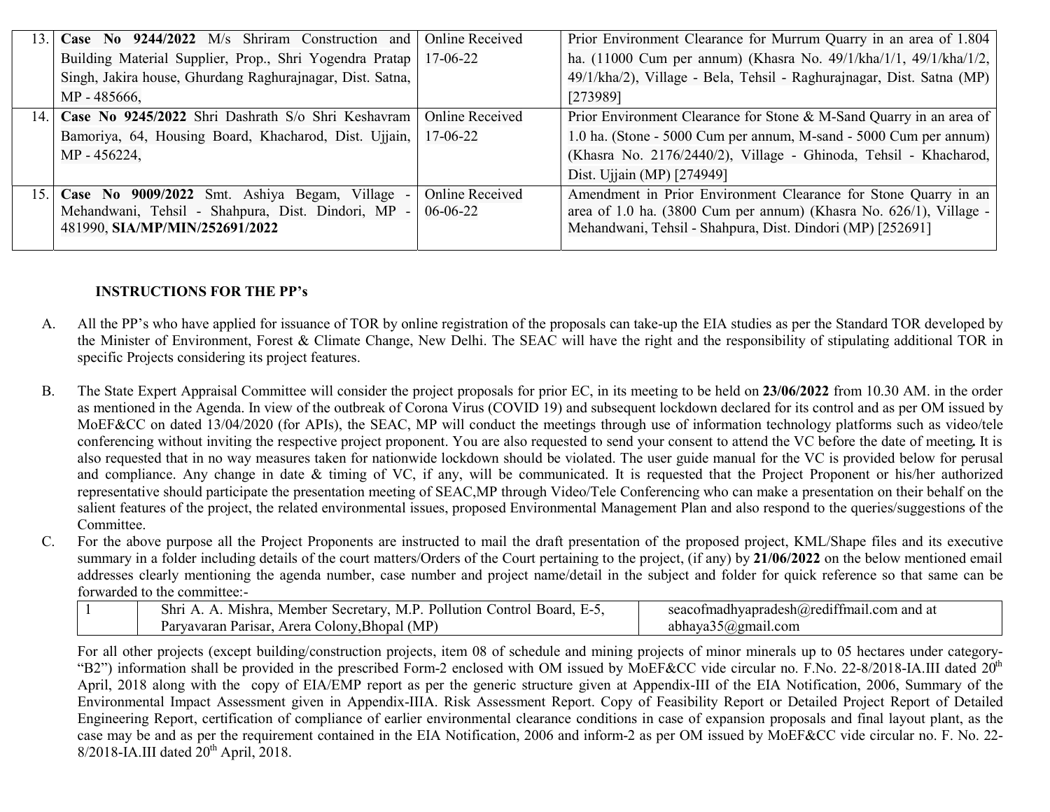| | | | |
|---|---|---|---|
| 13. | **Case No 9244/2022** M/s Shriram Construction and Building Material Supplier, Prop., Shri Yogendra Pratap Singh, Jakira house, Ghurdang Raghurajnagar, Dist. Satna, MP - 485666, | Online Received 17-06-22 | Prior Environment Clearance for Murrum Quarry in an area of 1.804 ha. (11000 Cum per annum) (Khasra No. 49/1/kha/1/1, 49/1/kha/1/2, 49/1/kha/2), Village - Bela, Tehsil - Raghurajnagar, Dist. Satna (MP) [273989] |
| 14. | **Case No 9245/2022** Shri Dashrath S/o Shri Keshavram Bamoriya, 64, Housing Board, Khacharod, Dist. Ujjain, MP - 456224, | Online Received 17-06-22 | Prior Environment Clearance for Stone & M-Sand Quarry in an area of 1.0 ha. (Stone - 5000 Cum per annum, M-sand - 5000 Cum per annum) (Khasra No. 2176/2440/2), Village - Ghinoda, Tehsil - Khacharod, Dist. Ujjain (MP) [274949] |
| 15. | **Case No 9009/2022** Smt. Ashiya Begam, Village - Mehandwani, Tehsil - Shahpura, Dist. Dindori, MP - 481990, **SIA/MP/MIN/252691/2022** | Online Received 06-06-22 | Amendment in Prior Environment Clearance for Stone Quarry in an area of 1.0 ha. (3800 Cum per annum) (Khasra No. 626/1), Village - Mehandwani, Tehsil - Shahpura, Dist. Dindori (MP) [252691] |

**INSTRUCTIONS FOR THE PP's**

A. All the PP's who have applied for issuance of TOR by online registration of the proposals can take-up the EIA studies as per the Standard TOR developed by the Minister of Environment, Forest & Climate Change, New Delhi. The SEAC will have the right and the responsibility of stipulating additional TOR in specific Projects considering its project features.

B. The State Expert Appraisal Committee will consider the project proposals for prior EC, in its meeting to be held on **23/06/2022** from 10.30 AM. in the order as mentioned in the Agenda. In view of the outbreak of Corona Virus (COVID 19) and subsequent lockdown declared for its control and as per OM issued by MoEF&CC on dated 13/04/2020 (for APIs), the SEAC, MP will conduct the meetings through use of information technology platforms such as video/tele conferencing without inviting the respective project proponent. You are also requested to send your consent to attend the VC before the date of meeting**.** It is also requested that in no way measures taken for nationwide lockdown should be violated. The user guide manual for the VC is provided below for perusal and compliance. Any change in date & timing of VC, if any, will be communicated. It is requested that the Project Proponent or his/her authorized representative should participate the presentation meeting of SEAC,MP through Video/Tele Conferencing who can make a presentation on their behalf on the salient features of the project, the related environmental issues, proposed Environmental Management Plan and also respond to the queries/suggestions of the Committee.

C. For the above purpose all the Project Proponents are instructed to mail the draft presentation of the proposed project, KML/Shape files and its executive summary in a folder including details of the court matters/Orders of the Court pertaining to the project, (if any) by **21/06/2022** on the below mentioned email addresses clearly mentioning the agenda number, case number and project name/detail in the subject and folder for quick reference so that same can be forwarded to the committee:-

| | | |
|---|---|---|
| 1 | Shri A. A. Mishra, Member Secretary, M.P. Pollution Control Board, E-5, Paryavaran Parisar, Arera Colony,Bhopal (MP) | seacofmadhyapradesh@rediffmail.com and at abhaya35@gmail.com |

For all other projects (except building/construction projects, item 08 of schedule and mining projects of minor minerals up to 05 hectares under category-"B2") information shall be provided in the prescribed Form-2 enclosed with OM issued by MoEF&CC vide circular no. F.No. 22-8/2018-IA.III dated 20th April, 2018 along with the copy of EIA/EMP report as per the generic structure given at Appendix-III of the EIA Notification, 2006, Summary of the Environmental Impact Assessment given in Appendix-IIIA. Risk Assessment Report. Copy of Feasibility Report or Detailed Project Report of Detailed Engineering Report, certification of compliance of earlier environmental clearance conditions in case of expansion proposals and final layout plant, as the case may be and as per the requirement contained in the EIA Notification, 2006 and inform-2 as per OM issued by MoEF&CC vide circular no. F. No. 22-8/2018-IA.III dated 20th April, 2018.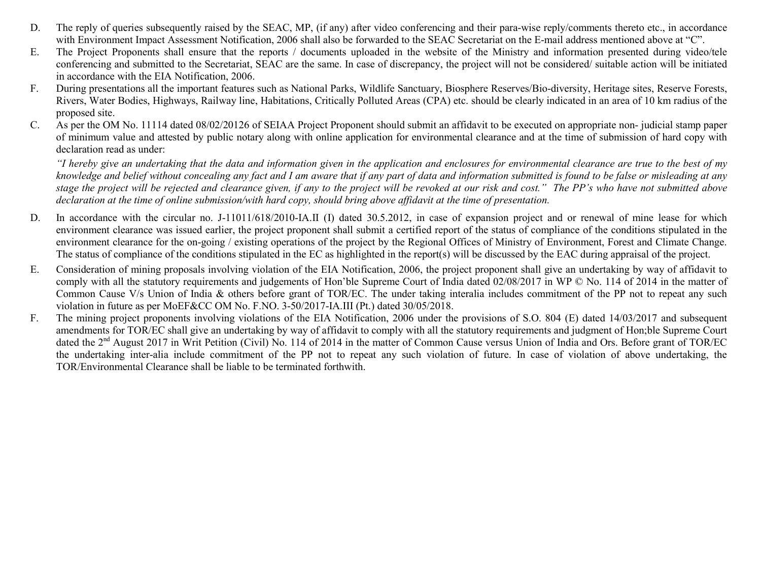D. The reply of queries subsequently raised by the SEAC, MP, (if any) after video conferencing and their para-wise reply/comments thereto etc., in accordance with Environment Impact Assessment Notification, 2006 shall also be forwarded to the SEAC Secretariat on the E-mail address mentioned above at "C".

E. The Project Proponents shall ensure that the reports / documents uploaded in the website of the Ministry and information presented during video/tele conferencing and submitted to the Secretariat, SEAC are the same. In case of discrepancy, the project will not be considered/ suitable action will be initiated in accordance with the EIA Notification, 2006.

F. During presentations all the important features such as National Parks, Wildlife Sanctuary, Biosphere Reserves/Bio-diversity, Heritage sites, Reserve Forests, Rivers, Water Bodies, Highways, Railway line, Habitations, Critically Polluted Areas (CPA) etc. should be clearly indicated in an area of 10 km radius of the proposed site.

C. As per the OM No. 11114 dated 08/02/20126 of SEIAA Project Proponent should submit an affidavit to be executed on appropriate non- judicial stamp paper of minimum value and attested by public notary along with online application for environmental clearance and at the time of submission of hard copy with declaration read as under:

*"I hereby give an undertaking that the data and information given in the application and enclosures for environmental clearance are true to the best of my knowledge and belief without concealing any fact and I am aware that if any part of data and information submitted is found to be false or misleading at any stage the project will be rejected and clearance given, if any to the project will be revoked at our risk and cost." The PP's who have not submitted above declaration at the time of online submission/with hard copy, should bring above affidavit at the time of presentation.*

D. In accordance with the circular no. J-11011/618/2010-IA.II (I) dated 30.5.2012, in case of expansion project and or renewal of mine lease for which environment clearance was issued earlier, the project proponent shall submit a certified report of the status of compliance of the conditions stipulated in the environment clearance for the on-going / existing operations of the project by the Regional Offices of Ministry of Environment, Forest and Climate Change. The status of compliance of the conditions stipulated in the EC as highlighted in the report(s) will be discussed by the EAC during appraisal of the project.

E. Consideration of mining proposals involving violation of the EIA Notification, 2006, the project proponent shall give an undertaking by way of affidavit to comply with all the statutory requirements and judgements of Hon'ble Supreme Court of India dated 02/08/2017 in WP © No. 114 of 2014 in the matter of Common Cause V/s Union of India & others before grant of TOR/EC. The under taking interalia includes commitment of the PP not to repeat any such violation in future as per MoEF&CC OM No. F.NO. 3-50/2017-IA.III (Pt.) dated 30/05/2018.

F. The mining project proponents involving violations of the EIA Notification, 2006 under the provisions of S.O. 804 (E) dated 14/03/2017 and subsequent amendments for TOR/EC shall give an undertaking by way of affidavit to comply with all the statutory requirements and judgment of Hon;ble Supreme Court dated the 2nd August 2017 in Writ Petition (Civil) No. 114 of 2014 in the matter of Common Cause versus Union of India and Ors. Before grant of TOR/EC the undertaking inter-alia include commitment of the PP not to repeat any such violation of future. In case of violation of above undertaking, the TOR/Environmental Clearance shall be liable to be terminated forthwith.